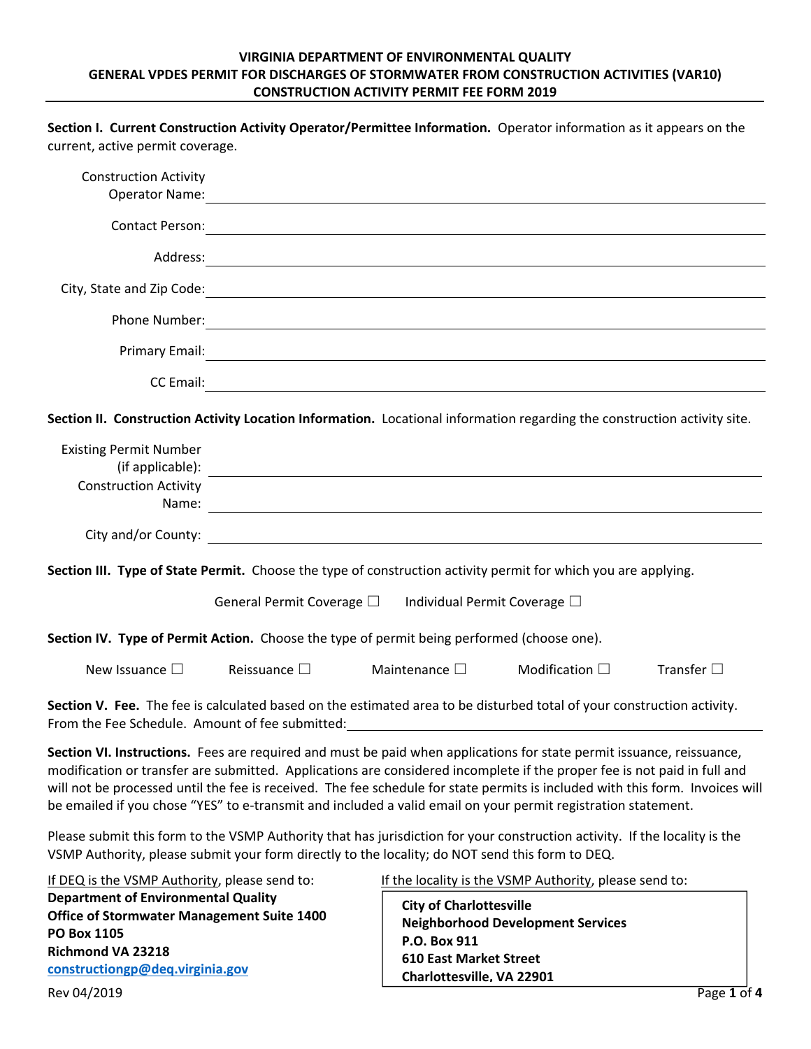**VIRGINIA DEPARTMENT OF ENVIRONMENTAL QUALITY**
**GENERAL VPDES PERMIT FOR DISCHARGES OF STORMWATER FROM CONSTRUCTION ACTIVITIES (VAR10)**
**CONSTRUCTION ACTIVITY PERMIT FEE FORM 2019**

**Section I. Current Construction Activity Operator/Permittee Information.** Operator information as it appears on the current, active permit coverage.

Construction Activity Operator Name: ______________________________

Contact Person: ______________________________

Address: ______________________________

City, State and Zip Code: ______________________________

Phone Number: ______________________________

Primary Email: ______________________________

CC Email: ______________________________

**Section II. Construction Activity Location Information.** Locational information regarding the construction activity site.

Existing Permit Number (if applicable): ______________________________

Construction Activity Name: ______________________________

City and/or County: ______________________________

**Section III. Type of State Permit.** Choose the type of construction activity permit for which you are applying.

General Permit Coverage ☐ Individual Permit Coverage ☐

**Section IV. Type of Permit Action.** Choose the type of permit being performed (choose one).

New Issuance ☐ Reissuance ☐ Maintenance ☐ Modification ☐ Transfer ☐

**Section V. Fee.** The fee is calculated based on the estimated area to be disturbed total of your construction activity. From the Fee Schedule. Amount of fee submitted: ______________________________

**Section VI. Instructions.** Fees are required and must be paid when applications for state permit issuance, reissuance, modification or transfer are submitted. Applications are considered incomplete if the proper fee is not paid in full and will not be processed until the fee is received. The fee schedule for state permits is included with this form. Invoices will be emailed if you chose "YES" to e-transmit and included a valid email on your permit registration statement.

Please submit this form to the VSMP Authority that has jurisdiction for your construction activity. If the locality is the VSMP Authority, please submit your form directly to the locality; do NOT send this form to DEQ.

If DEQ is the VSMP Authority, please send to:
**Department of Environmental Quality**
**Office of Stormwater Management Suite 1400**
**PO Box 1105**
**Richmond VA 23218**
**constructiongp@deq.virginia.gov**

If the locality is the VSMP Authority, please send to:
**City of Charlottesville**
**Neighborhood Development Services**
**P.O. Box 911**
**610 East Market Street**
**Charlottesville, VA 22901**

Rev 04/2019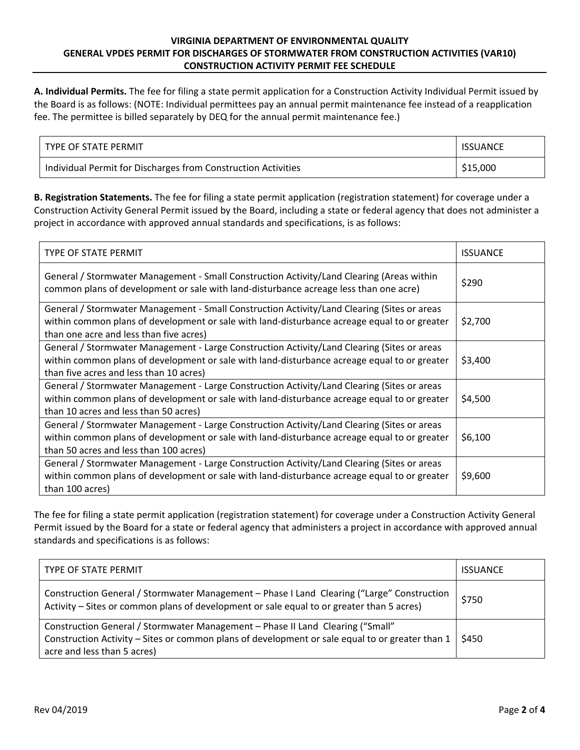**VIRGINIA DEPARTMENT OF ENVIRONMENTAL QUALITY**
**GENERAL VPDES PERMIT FOR DISCHARGES OF STORMWATER FROM CONSTRUCTION ACTIVITIES (VAR10)**
**CONSTRUCTION ACTIVITY PERMIT FEE SCHEDULE**

**A. Individual Permits.** The fee for filing a state permit application for a Construction Activity Individual Permit issued by the Board is as follows: (NOTE: Individual permittees pay an annual permit maintenance fee instead of a reapplication fee. The permittee is billed separately by DEQ for the annual permit maintenance fee.)

| TYPE OF STATE PERMIT | ISSUANCE |
|---|---|
| Individual Permit for Discharges from Construction Activities | $15,000 |

**B. Registration Statements.** The fee for filing a state permit application (registration statement) for coverage under a Construction Activity General Permit issued by the Board, including a state or federal agency that does not administer a project in accordance with approved annual standards and specifications, is as follows:

| TYPE OF STATE PERMIT | ISSUANCE |
|---|---|
| General / Stormwater Management - Small Construction Activity/Land Clearing (Areas within common plans of development or sale with land-disturbance acreage less than one acre) | $290 |
| General / Stormwater Management - Small Construction Activity/Land Clearing (Sites or areas within common plans of development or sale with land-disturbance acreage equal to or greater than one acre and less than five acres) | $2,700 |
| General / Stormwater Management - Large Construction Activity/Land Clearing (Sites or areas within common plans of development or sale with land-disturbance acreage equal to or greater than five acres and less than 10 acres) | $3,400 |
| General / Stormwater Management - Large Construction Activity/Land Clearing (Sites or areas within common plans of development or sale with land-disturbance acreage equal to or greater than 10 acres and less than 50 acres) | $4,500 |
| General / Stormwater Management - Large Construction Activity/Land Clearing (Sites or areas within common plans of development or sale with land-disturbance acreage equal to or greater than 50 acres and less than 100 acres) | $6,100 |
| General / Stormwater Management - Large Construction Activity/Land Clearing (Sites or areas within common plans of development or sale with land-disturbance acreage equal to or greater than 100 acres) | $9,600 |

The fee for filing a state permit application (registration statement) for coverage under a Construction Activity General Permit issued by the Board for a state or federal agency that administers a project in accordance with approved annual standards and specifications is as follows:

| TYPE OF STATE PERMIT | ISSUANCE |
|---|---|
| Construction General / Stormwater Management – Phase I Land Clearing ("Large" Construction Activity – Sites or common plans of development or sale equal to or greater than 5 acres) | $750 |
| Construction General / Stormwater Management – Phase II Land Clearing ("Small" Construction Activity – Sites or common plans of development or sale equal to or greater than 1 acre and less than 5 acres) | $450 |

Rev 04/2019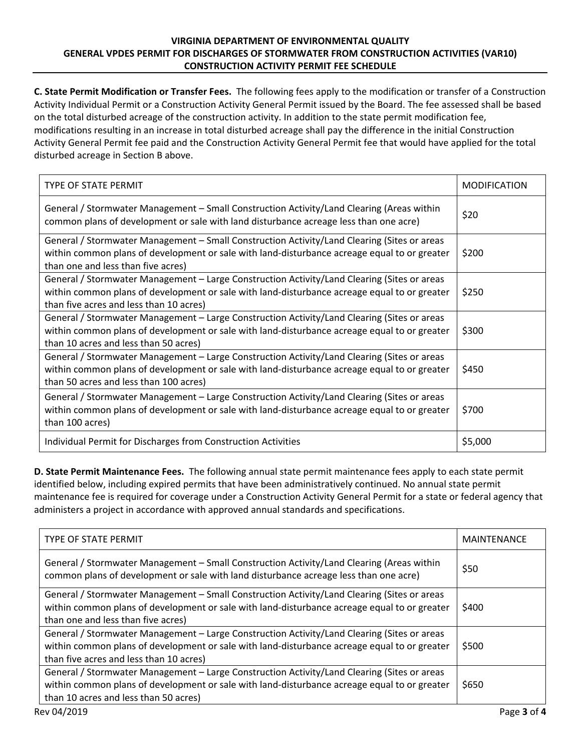**C. State Permit Modification or Transfer Fees.** The following fees apply to the modification or transfer of a Construction Activity Individual Permit or a Construction Activity General Permit issued by the Board. The fee assessed shall be based on the total disturbed acreage of the construction activity. In addition to the state permit modification fee, modifications resulting in an increase in total disturbed acreage shall pay the difference in the initial Construction Activity General Permit fee paid and the Construction Activity General Permit fee that would have applied for the total disturbed acreage in Section B above.

| TYPE OF STATE PERMIT | MODIFICATION |
|---|---|
| General / Stormwater Management – Small Construction Activity/Land Clearing (Areas within common plans of development or sale with land disturbance acreage less than one acre) | $20 |
| General / Stormwater Management – Small Construction Activity/Land Clearing (Sites or areas within common plans of development or sale with land-disturbance acreage equal to or greater than one and less than five acres) | $200 |
| General / Stormwater Management – Large Construction Activity/Land Clearing (Sites or areas within common plans of development or sale with land-disturbance acreage equal to or greater than five acres and less than 10 acres) | $250 |
| General / Stormwater Management – Large Construction Activity/Land Clearing (Sites or areas within common plans of development or sale with land-disturbance acreage equal to or greater than 10 acres and less than 50 acres) | $300 |
| General / Stormwater Management – Large Construction Activity/Land Clearing (Sites or areas within common plans of development or sale with land-disturbance acreage equal to or greater than 50 acres and less than 100 acres) | $450 |
| General / Stormwater Management – Large Construction Activity/Land Clearing (Sites or areas within common plans of development or sale with land-disturbance acreage equal to or greater than 100 acres) | $700 |
| Individual Permit for Discharges from Construction Activities | $5,000 |

**D. State Permit Maintenance Fees.** The following annual state permit maintenance fees apply to each state permit identified below, including expired permits that have been administratively continued. No annual state permit maintenance fee is required for coverage under a Construction Activity General Permit for a state or federal agency that administers a project in accordance with approved annual standards and specifications.

| TYPE OF STATE PERMIT | MAINTENANCE |
|---|---|
| General / Stormwater Management – Small Construction Activity/Land Clearing (Areas within common plans of development or sale with land disturbance acreage less than one acre) | $50 |
| General / Stormwater Management – Small Construction Activity/Land Clearing (Sites or areas within common plans of development or sale with land-disturbance acreage equal to or greater than one and less than five acres) | $400 |
| General / Stormwater Management – Large Construction Activity/Land Clearing (Sites or areas within common plans of development or sale with land-disturbance acreage equal to or greater than five acres and less than 10 acres) | $500 |
| General / Stormwater Management – Large Construction Activity/Land Clearing (Sites or areas within common plans of development or sale with land-disturbance acreage equal to or greater than 10 acres and less than 50 acres) | $650 |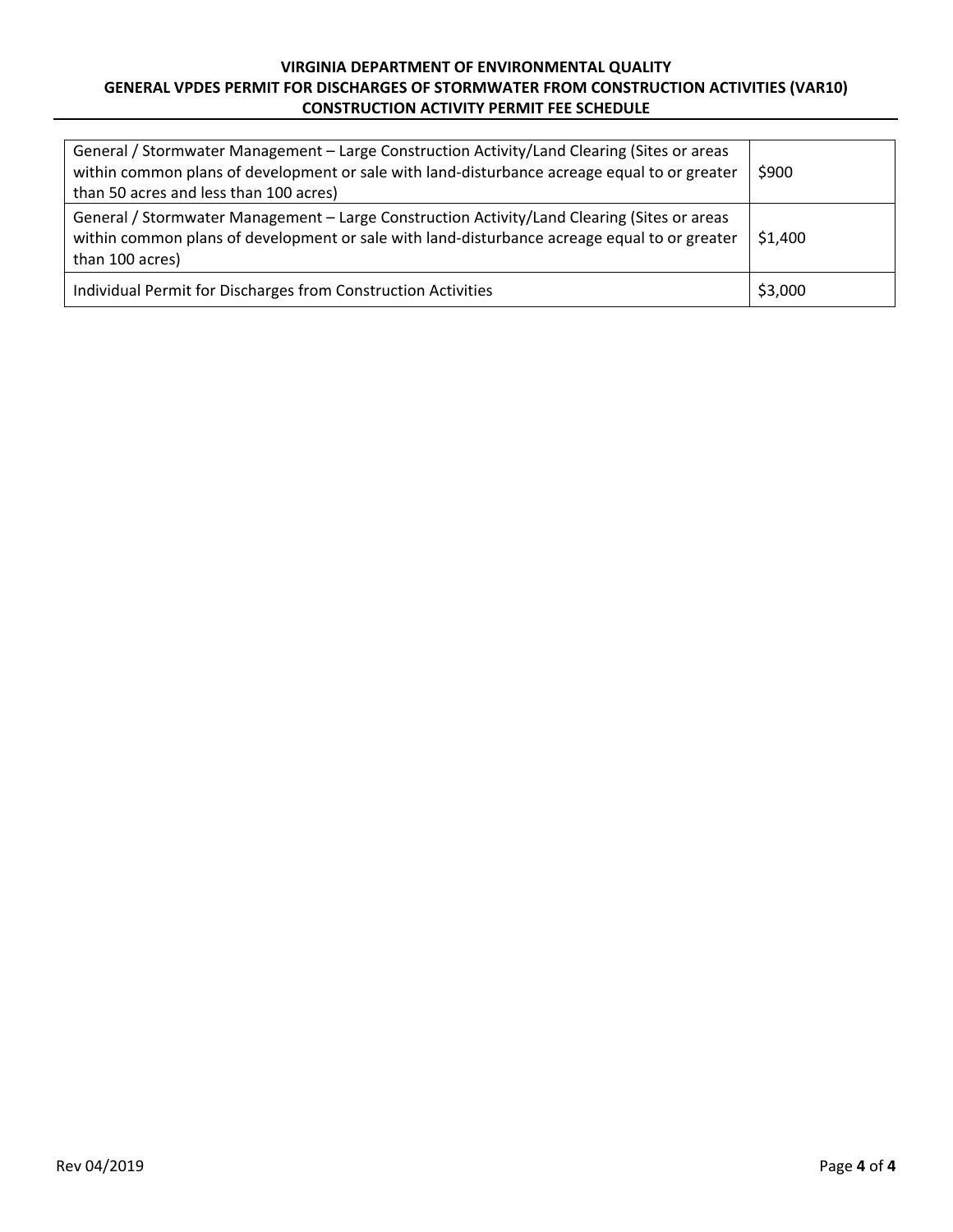| | |
|---|---|
| General / Stormwater Management – Large Construction Activity/Land Clearing (Sites or areas within common plans of development or sale with land-disturbance acreage equal to or greater than 50 acres and less than 100 acres) | $900 |
| General / Stormwater Management – Large Construction Activity/Land Clearing (Sites or areas within common plans of development or sale with land-disturbance acreage equal to or greater than 100 acres) | $1,400 |
| Individual Permit for Discharges from Construction Activities | $3,000 |